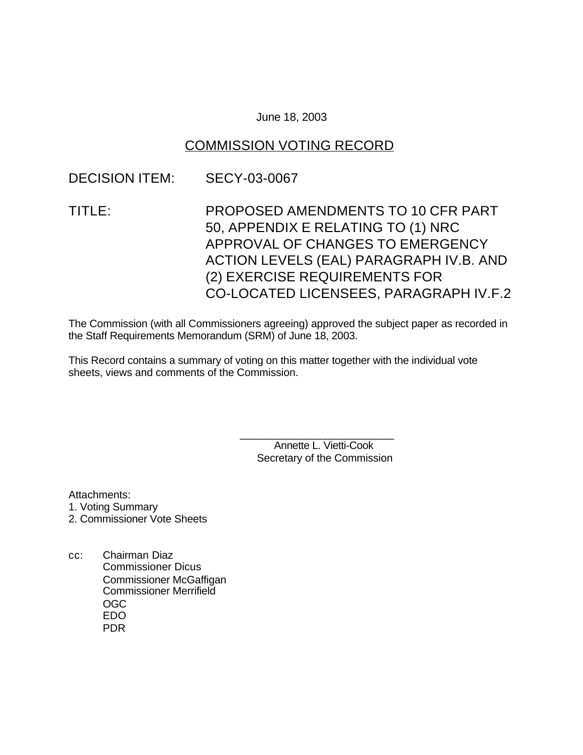June 18, 2003

# COMMISSION VOTING RECORD

DECISION ITEM: SECY-03-0067

TITLE: PROPOSED AMENDMENTS TO 10 CFR PART 50, APPENDIX E RELATING TO (1) NRC APPROVAL OF CHANGES TO EMERGENCY ACTION LEVELS (EAL) PARAGRAPH IV.B. AND (2) EXERCISE REQUIREMENTS FOR CO-LOCATED LICENSEES, PARAGRAPH IV.F.2

The Commission (with all Commissioners agreeing) approved the subject paper as recorded in the Staff Requirements Memorandum (SRM) of June 18, 2003.

This Record contains a summary of voting on this matter together with the individual vote sheets, views and comments of the Commission.

\_\_\_\_\_\_\_\_\_\_\_\_\_\_\_\_\_\_\_\_\_\_\_\_\_\_
Annette L. Vietti-Cook
Secretary of the Commission

Attachments:
1. Voting Summary
2. Commissioner Vote Sheets

cc: Chairman Diaz
Commissioner Dicus
Commissioner McGaffigan
Commissioner Merrifield
OGC
EDO
PDR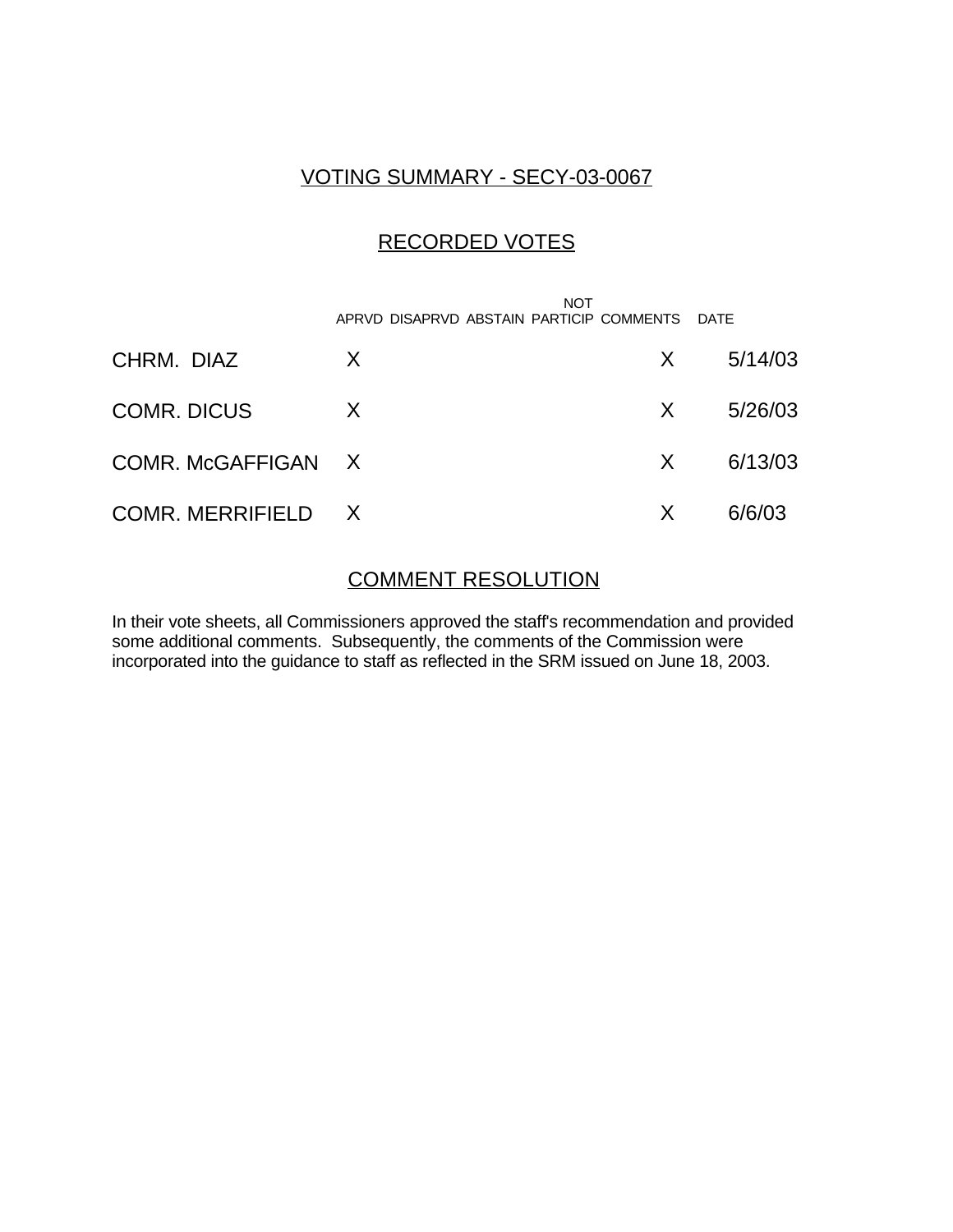## VOTING SUMMARY - SECY-03-0067

## RECORDED VOTES

| | APRVD | DISAPRVD | ABSTAIN | NOT PARTICIP | COMMENTS | DATE |
|---|---|---|---|---|---|---|
| CHRM. DIAZ | X | | | | X | 5/14/03 |
| COMR. DICUS | X | | | | X | 5/26/03 |
| COMR. McGAFFIGAN | X | | | | X | 6/13/03 |
| COMR. MERRIFIELD | X | | | | X | 6/6/03 |

## COMMENT RESOLUTION

In their vote sheets, all Commissioners approved the staff's recommendation and provided some additional comments. Subsequently, the comments of the Commission were incorporated into the guidance to staff as reflected in the SRM issued on June 18, 2003.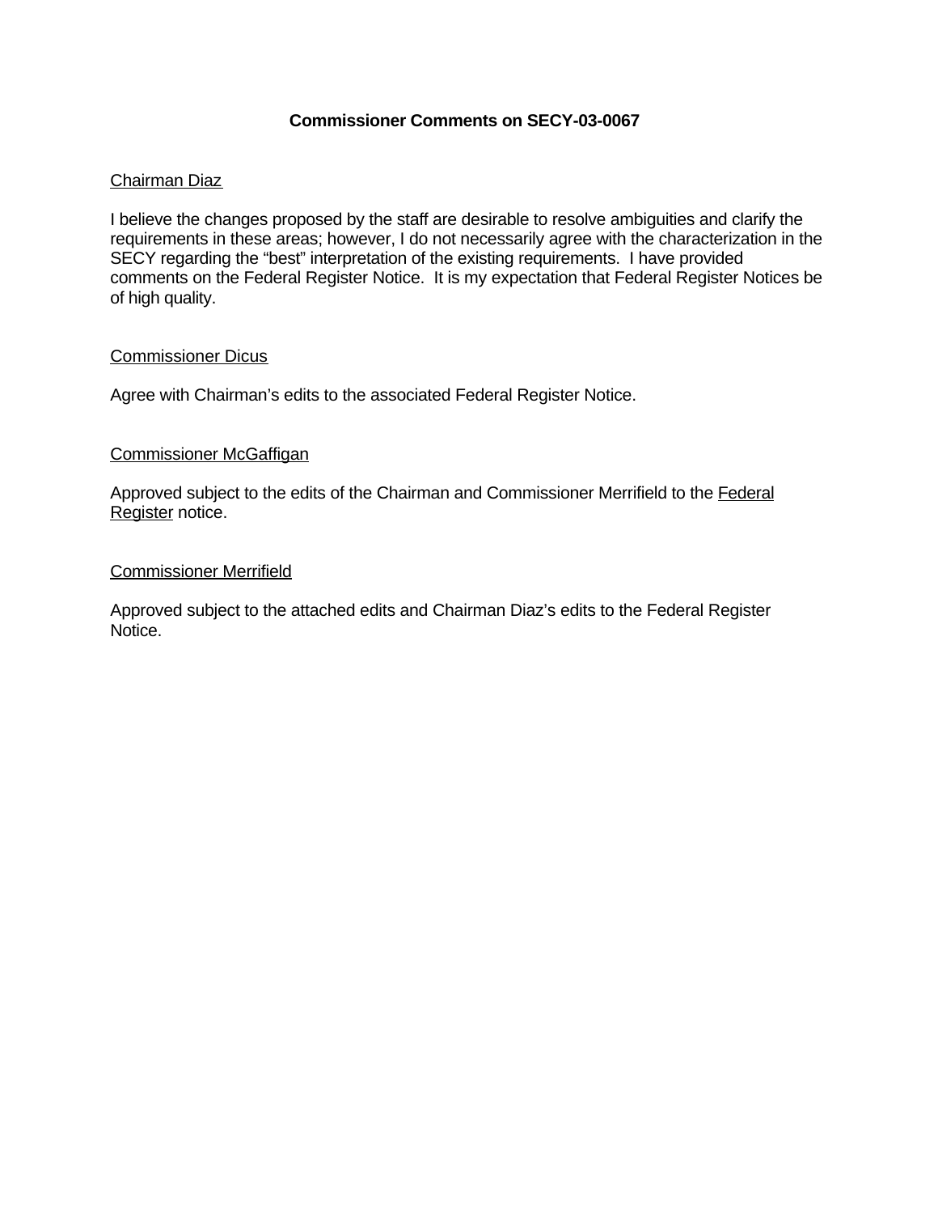**Commissioner Comments on SECY-03-0067**

Chairman Diaz

I believe the changes proposed by the staff are desirable to resolve ambiguities and clarify the requirements in these areas; however, I do not necessarily agree with the characterization in the SECY regarding the "best" interpretation of the existing requirements. I have provided comments on the Federal Register Notice. It is my expectation that Federal Register Notices be of high quality.

Commissioner Dicus

Agree with Chairman's edits to the associated Federal Register Notice.

Commissioner McGaffigan

Approved subject to the edits of the Chairman and Commissioner Merrifield to the Federal Register notice.

Commissioner Merrifield

Approved subject to the attached edits and Chairman Diaz's edits to the Federal Register Notice.